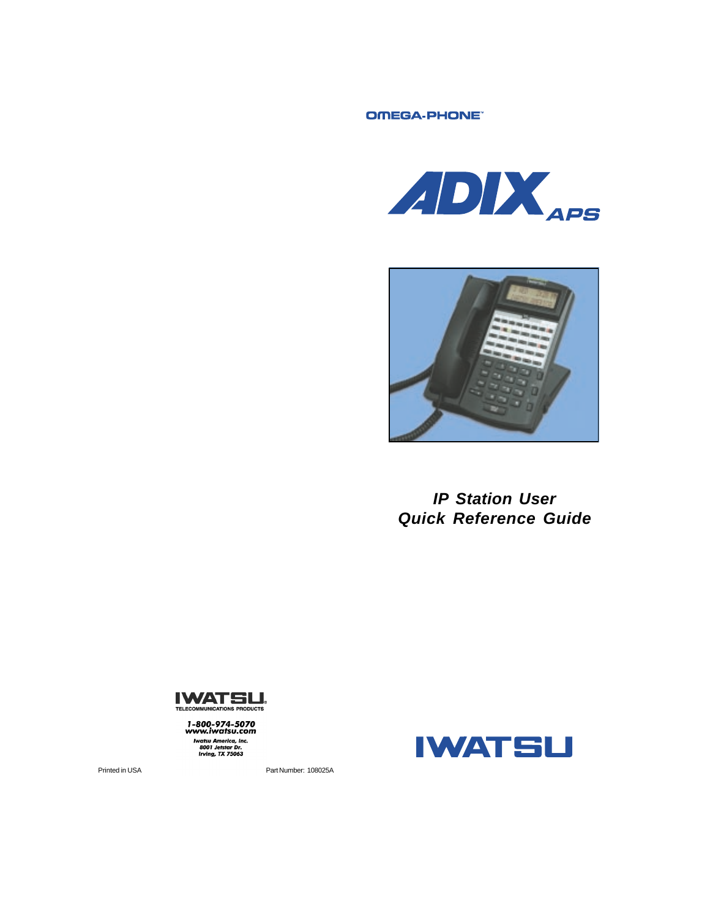OMEGA-PHONE™

# ADIX APS

# *IP Station User Quick Reference Guide*

IWATSU
TELECOMMUNICATIONS PRODUCTS

***1-800-974-5070***
***www.iwatsu.com***
***Iwatsu America, Inc.***
***8001 Jetstar Dr.***
***Irving, TX 75063***

IWATSU

Printed in USA

Part Number: 108025A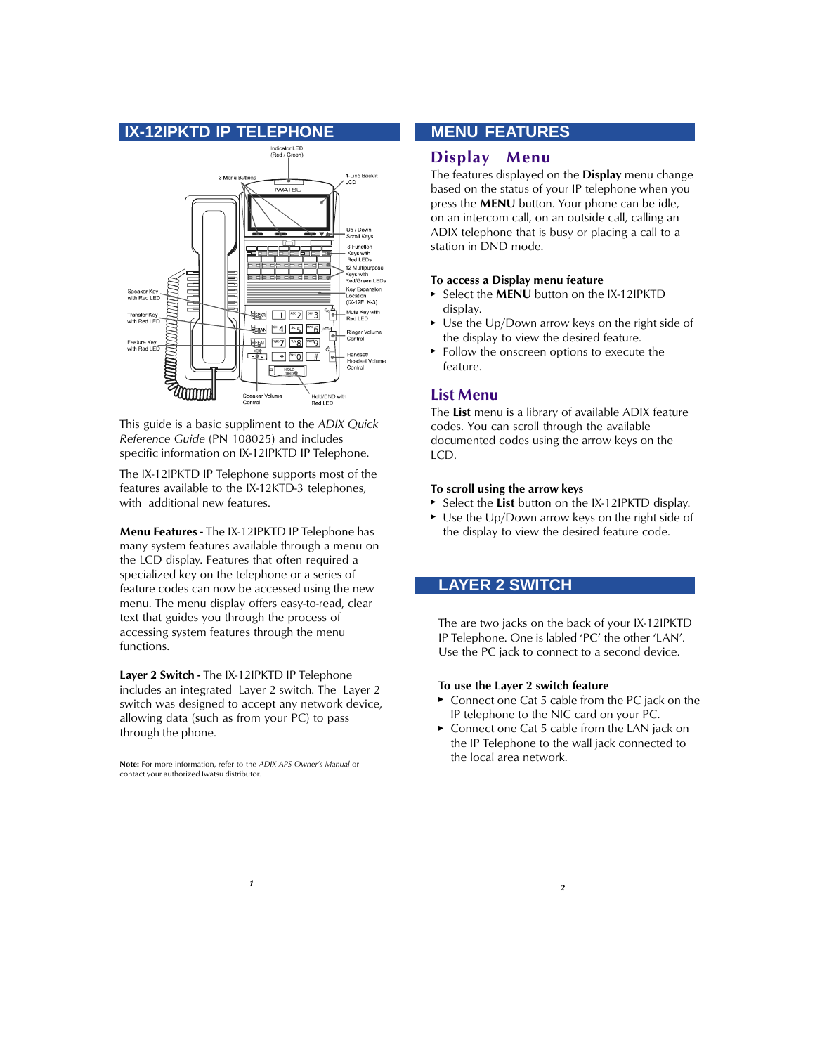## IX-12IPKTD IP TELEPHONE

Indicator LED (Red / Green)
3 Menu Buttons
4-Line Backlit LCD
Up / Down Scroll Keys
8 Function Keys with Red LEDs
12 Multipurpose Keys with Red/Green LEDs
Key Expansion Location (IX-12ELK-3)
Speaker Key with Red LED
Transfer Key with Red LED
Feature Key with Red LED
Mute Key with Red LED
Ringer Volume Control
Handset/ Headset Volume Control
Speaker Volume Control
Hold/DND with Red LED

This guide is a basic suppliment to the *ADIX Quick Reference Guide* (PN 108025) and includes specific information on IX-12IPKTD IP Telephone.

The IX-12IPKTD IP Telephone supports most of the features available to the IX-12KTD-3 telephones, with additional new features.

**Menu Features -** The IX-12IPKTD IP Telephone has many system features available through a menu on the LCD display. Features that often required a specialized key on the telephone or a series of feature codes can now be accessed using the new menu. The menu display offers easy-to-read, clear text that guides you through the process of accessing system features through the menu functions.

**Layer 2 Switch -** The IX-12IPKTD IP Telephone includes an integrated Layer 2 switch. The Layer 2 switch was designed to accept any network device, allowing data (such as from your PC) to pass through the phone.

**Note:** For more information, refer to the *ADIX APS Owner's Manual* or contact your authorized Iwatsu distributor.

## MENU FEATURES

### Display Menu

The features displayed on the **Display** menu change based on the status of your IP telephone when you press the **MENU** button. Your phone can be idle, on an intercom call, on an outside call, calling an ADIX telephone that is busy or placing a call to a station in DND mode.

**To access a Display menu feature**

- Select the **MENU** button on the IX-12IPKTD display.
- Use the Up/Down arrow keys on the right side of the display to view the desired feature.
- Follow the onscreen options to execute the feature.

### List Menu

The **List** menu is a library of available ADIX feature codes. You can scroll through the available documented codes using the arrow keys on the LCD.

**To scroll using the arrow keys**

- Select the **List** button on the IX-12IPKTD display.
- Use the Up/Down arrow keys on the right side of the display to view the desired feature code.

## LAYER 2 SWITCH

The are two jacks on the back of your IX-12IPKTD IP Telephone. One is labled 'PC' the other 'LAN'. Use the PC jack to connect to a second device.

**To use the Layer 2 switch feature**

- Connect one Cat 5 cable from the PC jack on the IP telephone to the NIC card on your PC.
- Connect one Cat 5 cable from the LAN jack on the IP Telephone to the wall jack connected to the local area network.